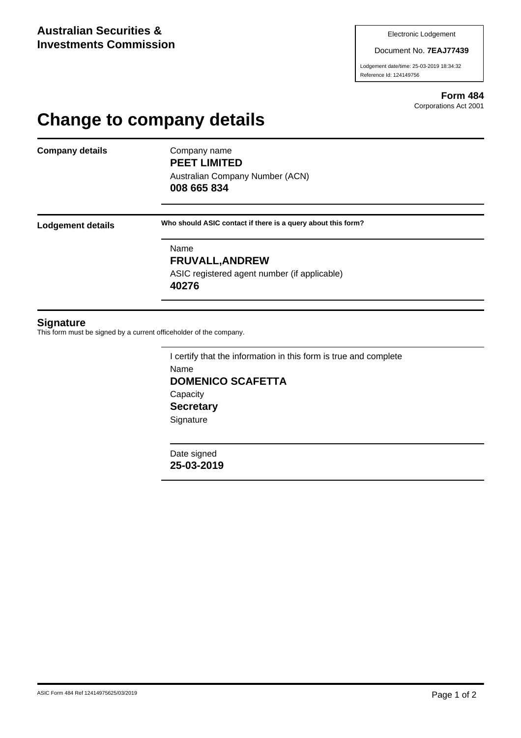**Australian Securities & Investments Commission**

Electronic Lodgement

Document No. **7EAJ77439**

Lodgement date/time: 25-03-2019 18:34:32

Reference Id: 124149756

**Form 484**

Corporations Act 2001

# Change to company details

**Company details**

Company name

**PEET LIMITED**

Australian Company Number (ACN)

**008 665 834**

**Lodgement details**

**Who should ASIC contact if there is a query about this form?**

Name

**FRUVALL,ANDREW**

ASIC registered agent number (if applicable)

**40276**

## Signature

This form must be signed by a current officeholder of the company.

I certify that the information in this form is true and complete

Name

**DOMENICO SCAFETTA**

Capacity

**Secretary**

Signature

Date signed

**25-03-2019**

ASIC Form 484 Ref 12414975625/03/2019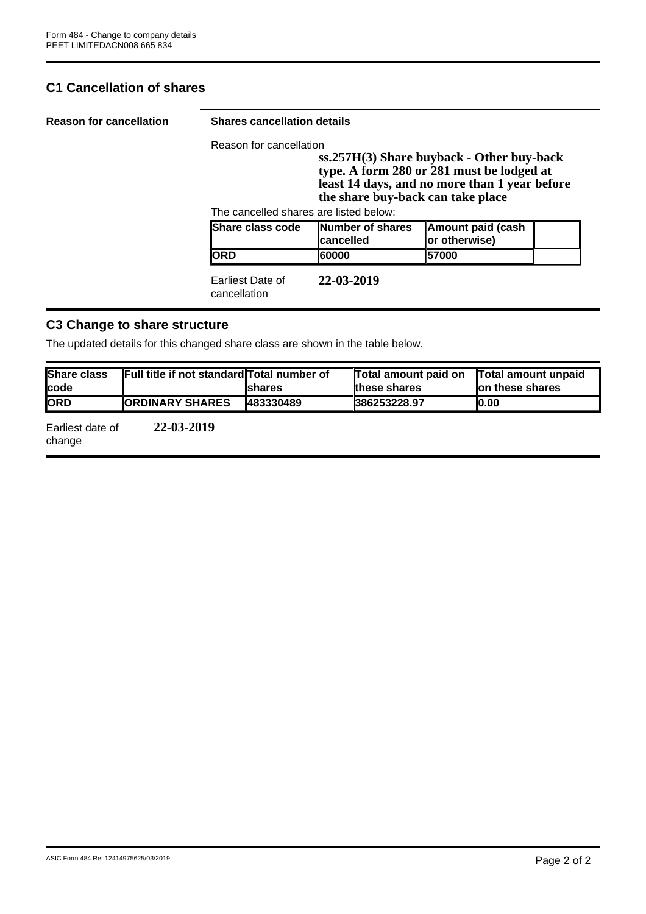## C1 Cancellation of shares

**Reason for cancellation**

**Shares cancellation details**

Reason for cancellation

**ss.257H(3) Share buyback - Other buy-back type. A form 280 or 281 must be lodged at least 14 days, and no more than 1 year before the share buy-back can take place**

The cancelled shares are listed below:

| Share class code | Number of shares cancelled | Amount paid (cash or otherwise) | |
|---|---|---|---|
| ORD | 60000 | 57000 | |

Earliest Date of cancellation **22-03-2019**

## C3 Change to share structure

The updated details for this changed share class are shown in the table below.

| Share class code | Full title if not standard | Total number of shares | Total amount paid on these shares | Total amount unpaid on these shares |
|---|---|---|---|---|
| ORD | ORDINARY SHARES | 483330489 | 386253228.97 | 0.00 |

Earliest date of change **22-03-2019**